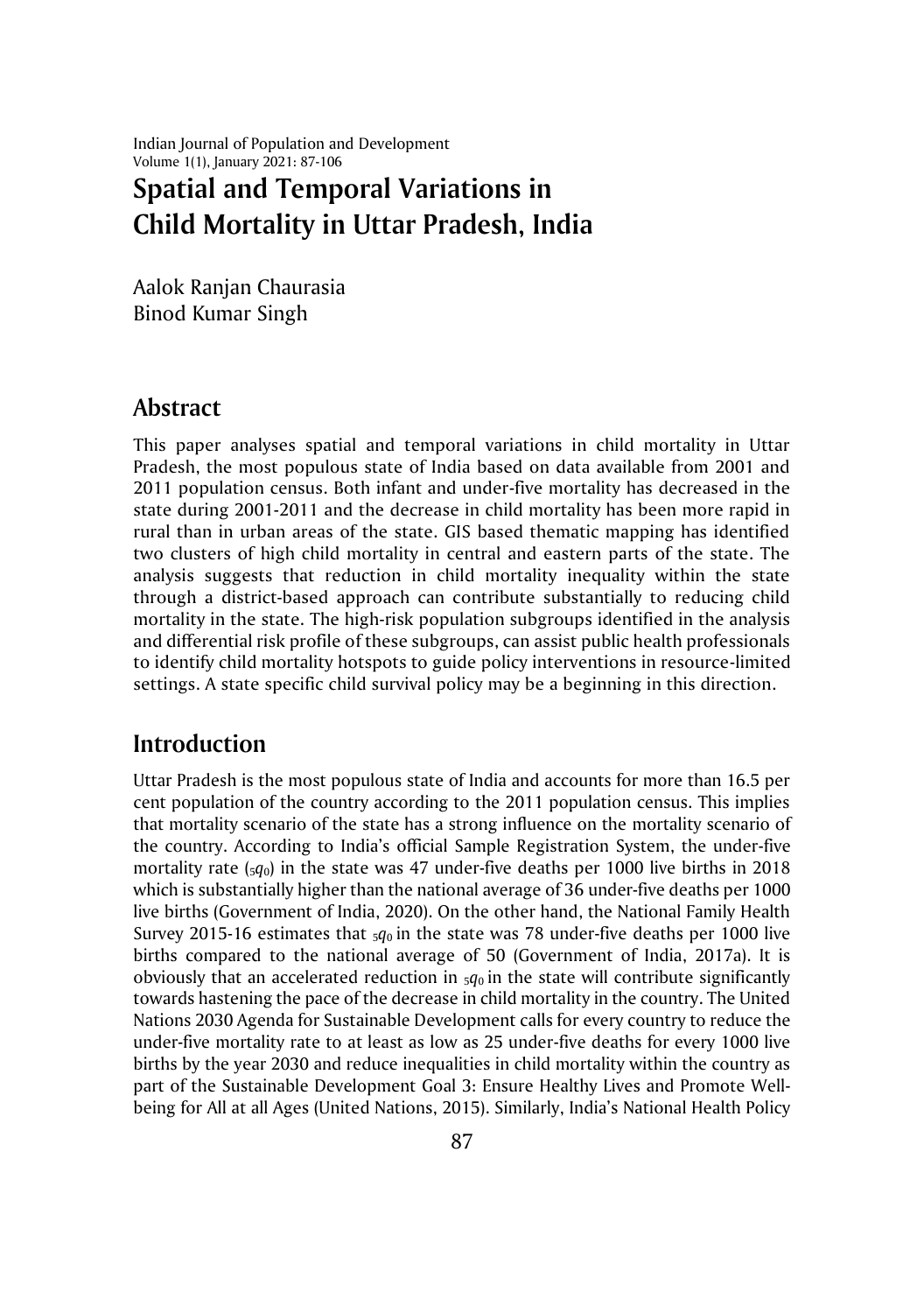# Spatial and Temporal Variations in Child Mortality in Uttar Pradesh, India

Aalok Ranjan Chaurasia
Binod Kumar Singh

## Abstract

This paper analyses spatial and temporal variations in child mortality in Uttar Pradesh, the most populous state of India based on data available from 2001 and 2011 population census. Both infant and under-five mortality has decreased in the state during 2001-2011 and the decrease in child mortality has been more rapid in rural than in urban areas of the state. GIS based thematic mapping has identified two clusters of high child mortality in central and eastern parts of the state. The analysis suggests that reduction in child mortality inequality within the state through a district-based approach can contribute substantially to reducing child mortality in the state. The high-risk population subgroups identified in the analysis and differential risk profile of these subgroups, can assist public health professionals to identify child mortality hotspots to guide policy interventions in resource-limited settings. A state specific child survival policy may be a beginning in this direction.

## Introduction

Uttar Pradesh is the most populous state of India and accounts for more than 16.5 per cent population of the country according to the 2011 population census. This implies that mortality scenario of the state has a strong influence on the mortality scenario of the country. According to India's official Sample Registration System, the under-five mortality rate (${}_5q_0$) in the state was 47 under-five deaths per 1000 live births in 2018 which is substantially higher than the national average of 36 under-five deaths per 1000 live births (Government of India, 2020). On the other hand, the National Family Health Survey 2015-16 estimates that ${}_5q_0$ in the state was 78 under-five deaths per 1000 live births compared to the national average of 50 (Government of India, 2017a). It is obviously that an accelerated reduction in ${}_5q_0$ in the state will contribute significantly towards hastening the pace of the decrease in child mortality in the country. The United Nations 2030 Agenda for Sustainable Development calls for every country to reduce the under-five mortality rate to at least as low as 25 under-five deaths for every 1000 live births by the year 2030 and reduce inequalities in child mortality within the country as part of the Sustainable Development Goal 3: Ensure Healthy Lives and Promote Well-being for All at all Ages (United Nations, 2015). Similarly, India's National Health Policy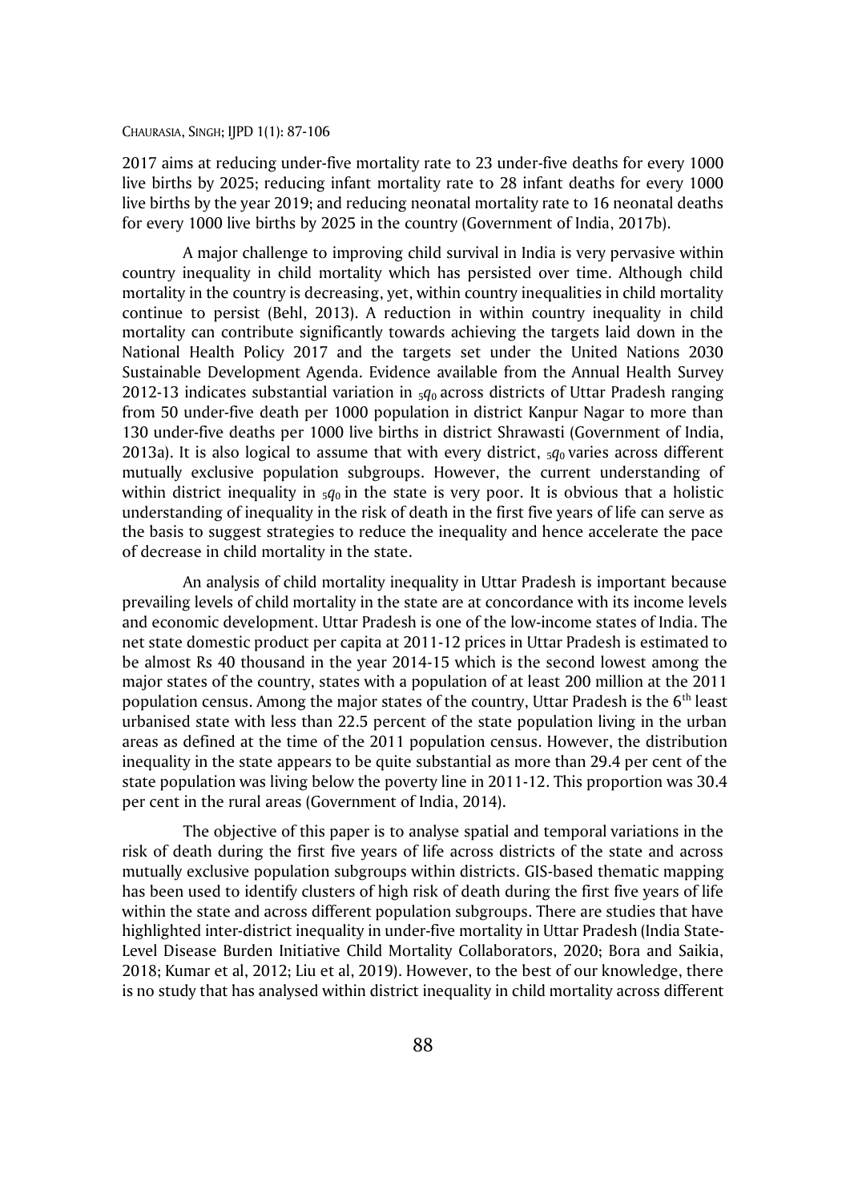2017 aims at reducing under-five mortality rate to 23 under-five deaths for every 1000 live births by 2025; reducing infant mortality rate to 28 infant deaths for every 1000 live births by the year 2019; and reducing neonatal mortality rate to 16 neonatal deaths for every 1000 live births by 2025 in the country (Government of India, 2017b).

A major challenge to improving child survival in India is very pervasive within country inequality in child mortality which has persisted over time. Although child mortality in the country is decreasing, yet, within country inequalities in child mortality continue to persist (Behl, 2013). A reduction in within country inequality in child mortality can contribute significantly towards achieving the targets laid down in the National Health Policy 2017 and the targets set under the United Nations 2030 Sustainable Development Agenda. Evidence available from the Annual Health Survey 2012-13 indicates substantial variation in ${}_5q_0$ across districts of Uttar Pradesh ranging from 50 under-five death per 1000 population in district Kanpur Nagar to more than 130 under-five deaths per 1000 live births in district Shrawasti (Government of India, 2013a). It is also logical to assume that with every district, ${}_5q_0$ varies across different mutually exclusive population subgroups. However, the current understanding of within district inequality in ${}_5q_0$ in the state is very poor. It is obvious that a holistic understanding of inequality in the risk of death in the first five years of life can serve as the basis to suggest strategies to reduce the inequality and hence accelerate the pace of decrease in child mortality in the state.

An analysis of child mortality inequality in Uttar Pradesh is important because prevailing levels of child mortality in the state are at concordance with its income levels and economic development. Uttar Pradesh is one of the low-income states of India. The net state domestic product per capita at 2011-12 prices in Uttar Pradesh is estimated to be almost Rs 40 thousand in the year 2014-15 which is the second lowest among the major states of the country, states with a population of at least 200 million at the 2011 population census. Among the major states of the country, Uttar Pradesh is the 6$^{th}$ least urbanised state with less than 22.5 percent of the state population living in the urban areas as defined at the time of the 2011 population census. However, the distribution inequality in the state appears to be quite substantial as more than 29.4 per cent of the state population was living below the poverty line in 2011-12. This proportion was 30.4 per cent in the rural areas (Government of India, 2014).

The objective of this paper is to analyse spatial and temporal variations in the risk of death during the first five years of life across districts of the state and across mutually exclusive population subgroups within districts. GIS-based thematic mapping has been used to identify clusters of high risk of death during the first five years of life within the state and across different population subgroups. There are studies that have highlighted inter-district inequality in under-five mortality in Uttar Pradesh (India State-Level Disease Burden Initiative Child Mortality Collaborators, 2020; Bora and Saikia, 2018; Kumar et al, 2012; Liu et al, 2019). However, to the best of our knowledge, there is no study that has analysed within district inequality in child mortality across different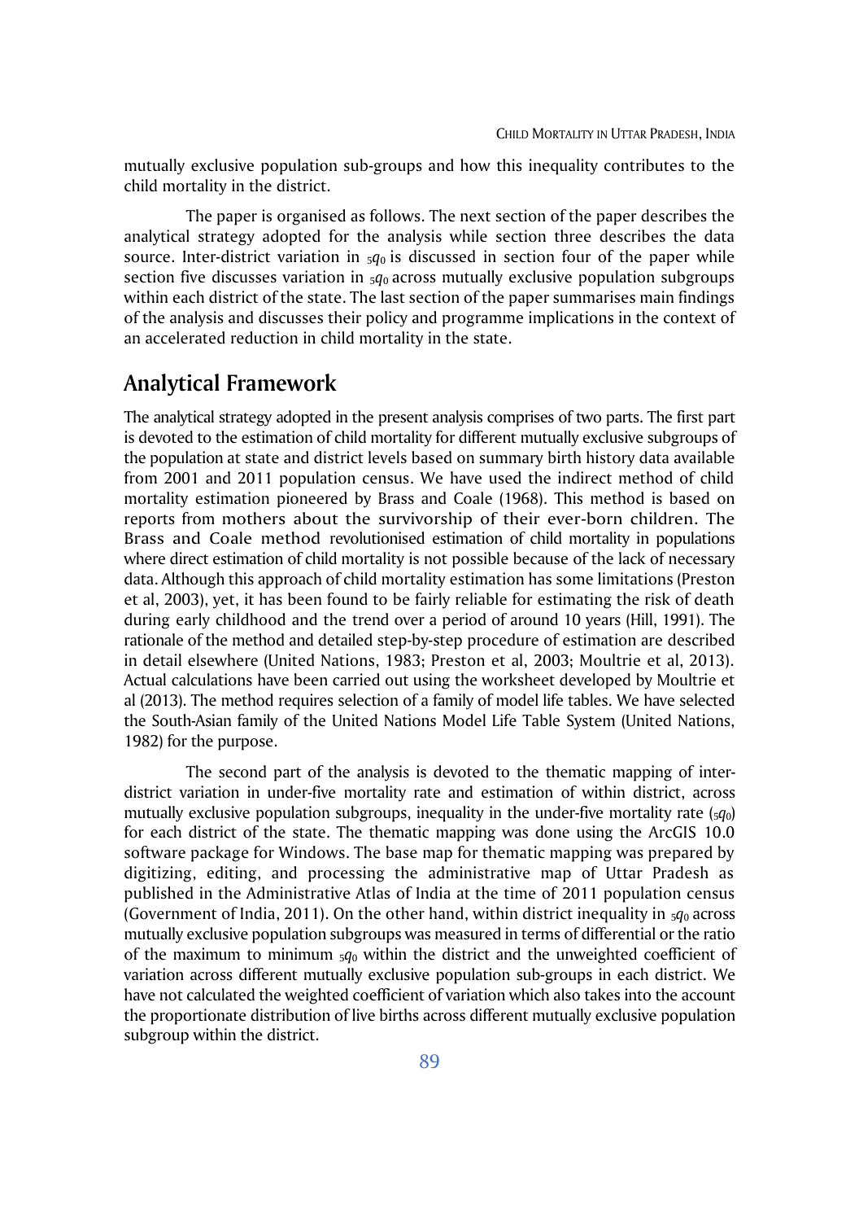mutually exclusive population sub-groups and how this inequality contributes to the child mortality in the district.

The paper is organised as follows. The next section of the paper describes the analytical strategy adopted for the analysis while section three describes the data source. Inter-district variation in ${}_5q_0$ is discussed in section four of the paper while section five discusses variation in ${}_5q_0$ across mutually exclusive population subgroups within each district of the state. The last section of the paper summarises main findings of the analysis and discusses their policy and programme implications in the context of an accelerated reduction in child mortality in the state.

## Analytical Framework

The analytical strategy adopted in the present analysis comprises of two parts. The first part is devoted to the estimation of child mortality for different mutually exclusive subgroups of the population at state and district levels based on summary birth history data available from 2001 and 2011 population census. We have used the indirect method of child mortality estimation pioneered by Brass and Coale (1968). This method is based on reports from mothers about the survivorship of their ever-born children. The Brass and Coale method revolutionised estimation of child mortality in populations where direct estimation of child mortality is not possible because of the lack of necessary data. Although this approach of child mortality estimation has some limitations (Preston et al, 2003), yet, it has been found to be fairly reliable for estimating the risk of death during early childhood and the trend over a period of around 10 years (Hill, 1991). The rationale of the method and detailed step-by-step procedure of estimation are described in detail elsewhere (United Nations, 1983; Preston et al, 2003; Moultrie et al, 2013). Actual calculations have been carried out using the worksheet developed by Moultrie et al (2013). The method requires selection of a family of model life tables. We have selected the South-Asian family of the United Nations Model Life Table System (United Nations, 1982) for the purpose.

The second part of the analysis is devoted to the thematic mapping of inter-district variation in under-five mortality rate and estimation of within district, across mutually exclusive population subgroups, inequality in the under-five mortality rate (${}_5q_0$) for each district of the state. The thematic mapping was done using the ArcGIS 10.0 software package for Windows. The base map for thematic mapping was prepared by digitizing, editing, and processing the administrative map of Uttar Pradesh as published in the Administrative Atlas of India at the time of 2011 population census (Government of India, 2011). On the other hand, within district inequality in ${}_5q_0$ across mutually exclusive population subgroups was measured in terms of differential or the ratio of the maximum to minimum ${}_5q_0$ within the district and the unweighted coefficient of variation across different mutually exclusive population sub-groups in each district. We have not calculated the weighted coefficient of variation which also takes into the account the proportionate distribution of live births across different mutually exclusive population subgroup within the district.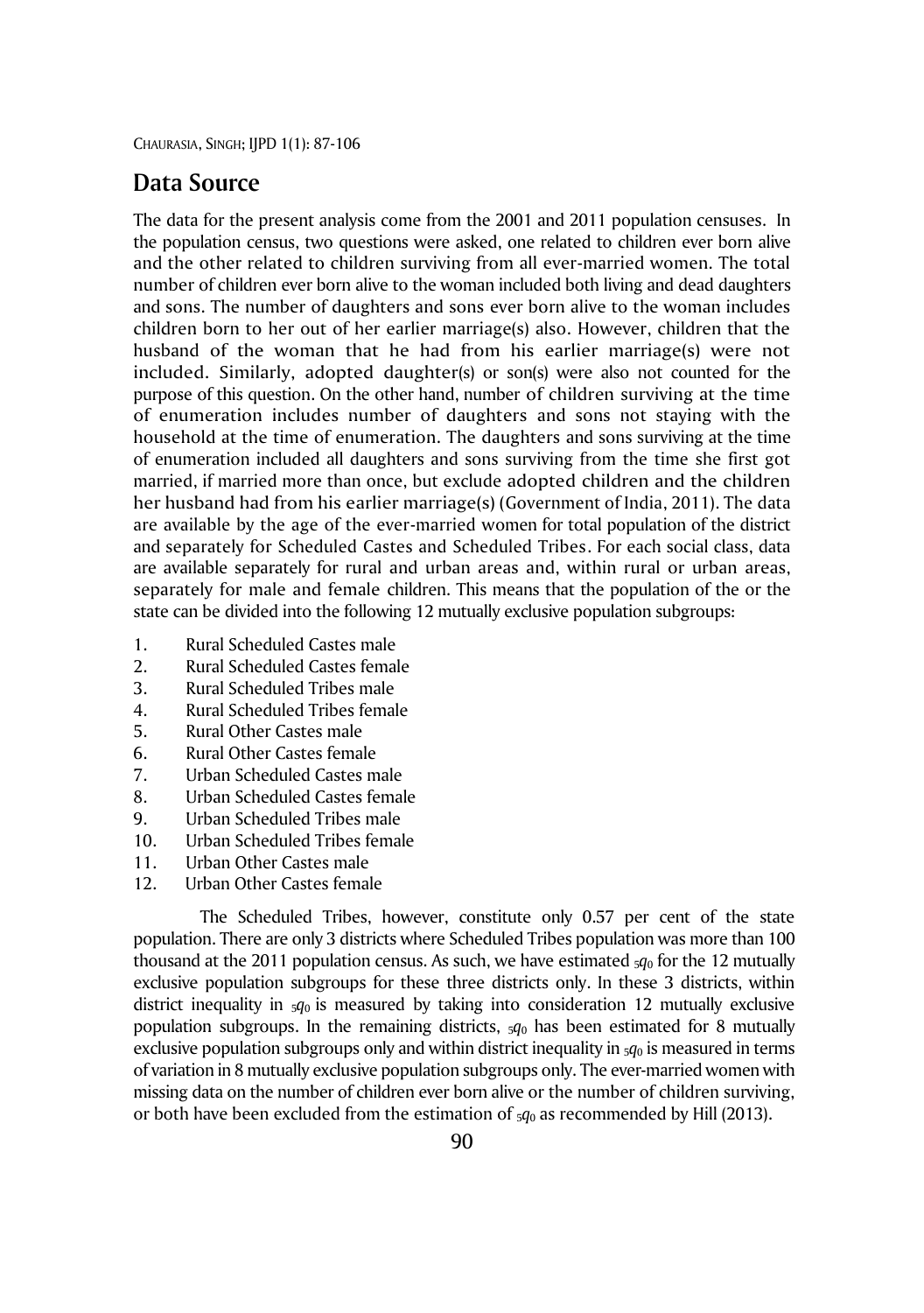## Data Source

The data for the present analysis come from the 2001 and 2011 population censuses. In the population census, two questions were asked, one related to children ever born alive and the other related to children surviving from all ever-married women. The total number of children ever born alive to the woman included both living and dead daughters and sons. The number of daughters and sons ever born alive to the woman includes children born to her out of her earlier marriage(s) also. However, children that the husband of the woman that he had from his earlier marriage(s) were not included. Similarly, adopted daughter(s) or son(s) were also not counted for the purpose of this question. On the other hand, number of children surviving at the time of enumeration includes number of daughters and sons not staying with the household at the time of enumeration. The daughters and sons surviving at the time of enumeration included all daughters and sons surviving from the time she first got married, if married more than once, but exclude adopted children and the children her husband had from his earlier marriage(s) (Government of India, 2011). The data are available by the age of the ever-married women for total population of the district and separately for Scheduled Castes and Scheduled Tribes. For each social class, data are available separately for rural and urban areas and, within rural or urban areas, separately for male and female children. This means that the population of the or the state can be divided into the following 12 mutually exclusive population subgroups:

1. Rural Scheduled Castes male
2. Rural Scheduled Castes female
3. Rural Scheduled Tribes male
4. Rural Scheduled Tribes female
5. Rural Other Castes male
6. Rural Other Castes female
7. Urban Scheduled Castes male
8. Urban Scheduled Castes female
9. Urban Scheduled Tribes male
10. Urban Scheduled Tribes female
11. Urban Other Castes male
12. Urban Other Castes female

The Scheduled Tribes, however, constitute only 0.57 per cent of the state population. There are only 3 districts where Scheduled Tribes population was more than 100 thousand at the 2011 population census. As such, we have estimated ${}_5q_0$ for the 12 mutually exclusive population subgroups for these three districts only. In these 3 districts, within district inequality in ${}_5q_0$ is measured by taking into consideration 12 mutually exclusive population subgroups. In the remaining districts, ${}_5q_0$ has been estimated for 8 mutually exclusive population subgroups only and within district inequality in ${}_5q_0$ is measured in terms of variation in 8 mutually exclusive population subgroups only. The ever-married women with missing data on the number of children ever born alive or the number of children surviving, or both have been excluded from the estimation of ${}_5q_0$ as recommended by Hill (2013).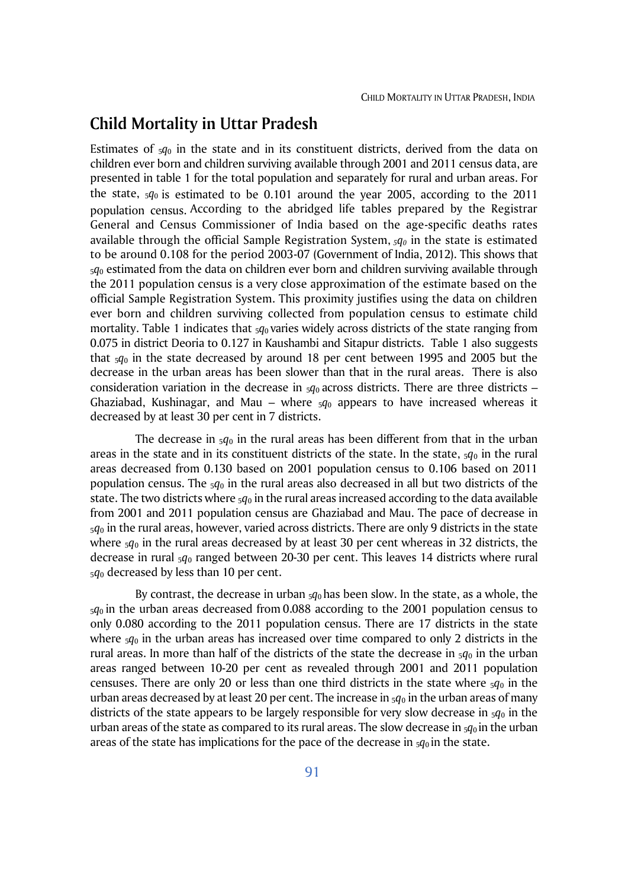## Child Mortality in Uttar Pradesh

Estimates of $_5q_0$ in the state and in its constituent districts, derived from the data on children ever born and children surviving available through 2001 and 2011 census data, are presented in table 1 for the total population and separately for rural and urban areas. For the state, $_5q_0$ is estimated to be 0.101 around the year 2005, according to the 2011 population census. According to the abridged life tables prepared by the Registrar General and Census Commissioner of India based on the age-specific deaths rates available through the official Sample Registration System, $_5q_0$ in the state is estimated to be around 0.108 for the period 2003-07 (Government of India, 2012). This shows that $_5q_0$ estimated from the data on children ever born and children surviving available through the 2011 population census is a very close approximation of the estimate based on the official Sample Registration System. This proximity justifies using the data on children ever born and children surviving collected from population census to estimate child mortality. Table 1 indicates that $_5q_0$ varies widely across districts of the state ranging from 0.075 in district Deoria to 0.127 in Kaushambi and Sitapur districts. Table 1 also suggests that $_5q_0$ in the state decreased by around 18 per cent between 1995 and 2005 but the decrease in the urban areas has been slower than that in the rural areas. There is also consideration variation in the decrease in $_5q_0$ across districts. There are three districts – Ghaziabad, Kushinagar, and Mau – where $_5q_0$ appears to have increased whereas it decreased by at least 30 per cent in 7 districts.

The decrease in $_5q_0$ in the rural areas has been different from that in the urban areas in the state and in its constituent districts of the state. In the state, $_5q_0$ in the rural areas decreased from 0.130 based on 2001 population census to 0.106 based on 2011 population census. The $_5q_0$ in the rural areas also decreased in all but two districts of the state. The two districts where $_5q_0$ in the rural areas increased according to the data available from 2001 and 2011 population census are Ghaziabad and Mau. The pace of decrease in $_5q_0$ in the rural areas, however, varied across districts. There are only 9 districts in the state where $_5q_0$ in the rural areas decreased by at least 30 per cent whereas in 32 districts, the decrease in rural $_5q_0$ ranged between 20-30 per cent. This leaves 14 districts where rural $_5q_0$ decreased by less than 10 per cent.

By contrast, the decrease in urban $_5q_0$ has been slow. In the state, as a whole, the $_5q_0$ in the urban areas decreased from 0.088 according to the 2001 population census to only 0.080 according to the 2011 population census. There are 17 districts in the state where $_5q_0$ in the urban areas has increased over time compared to only 2 districts in the rural areas. In more than half of the districts of the state the decrease in $_5q_0$ in the urban areas ranged between 10-20 per cent as revealed through 2001 and 2011 population censuses. There are only 20 or less than one third districts in the state where $_5q_0$ in the urban areas decreased by at least 20 per cent. The increase in $_5q_0$ in the urban areas of many districts of the state appears to be largely responsible for very slow decrease in $_5q_0$ in the urban areas of the state as compared to its rural areas. The slow decrease in $_5q_0$ in the urban areas of the state has implications for the pace of the decrease in $_5q_0$ in the state.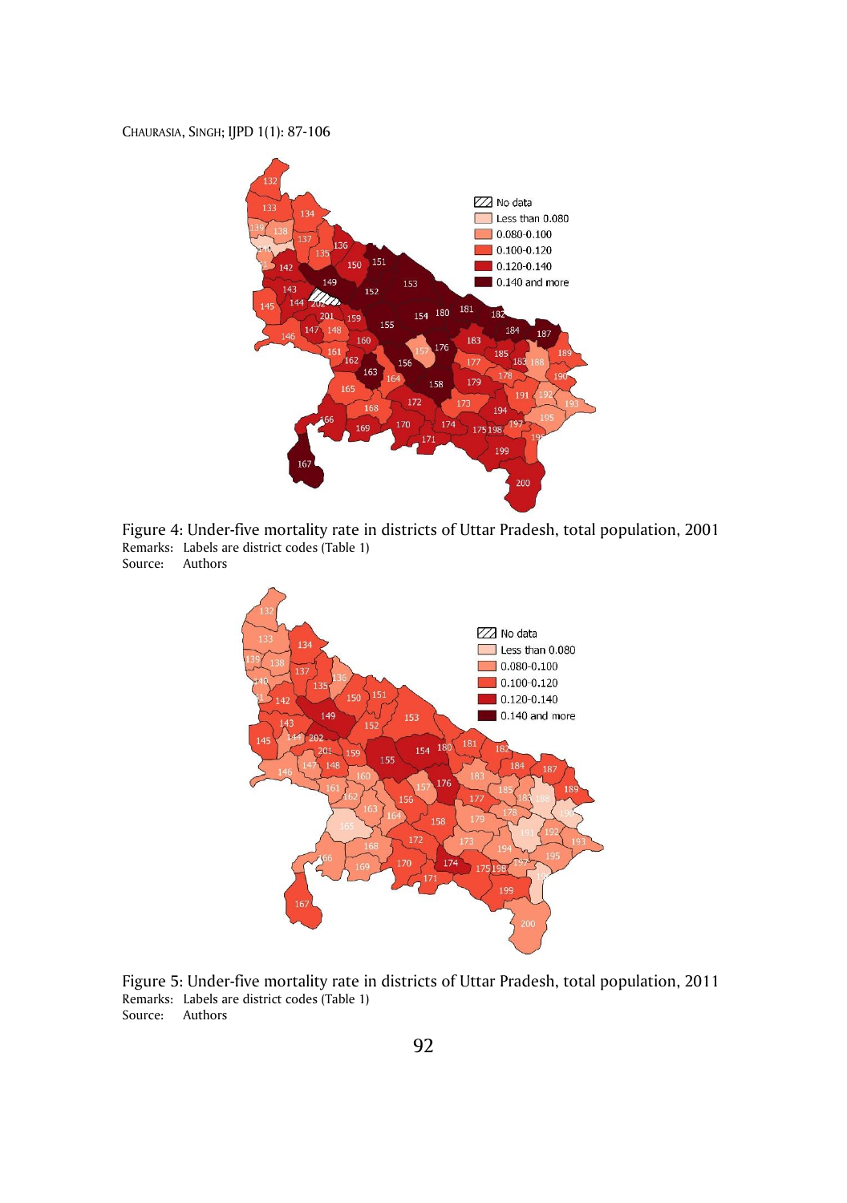Figure 4: Under-five mortality rate in districts of Uttar Pradesh, total population, 2001

Remarks: Labels are district codes (Table 1)

Source: Authors

Figure 5: Under-five mortality rate in districts of Uttar Pradesh, total population, 2011

Remarks: Labels are district codes (Table 1)

Source: Authors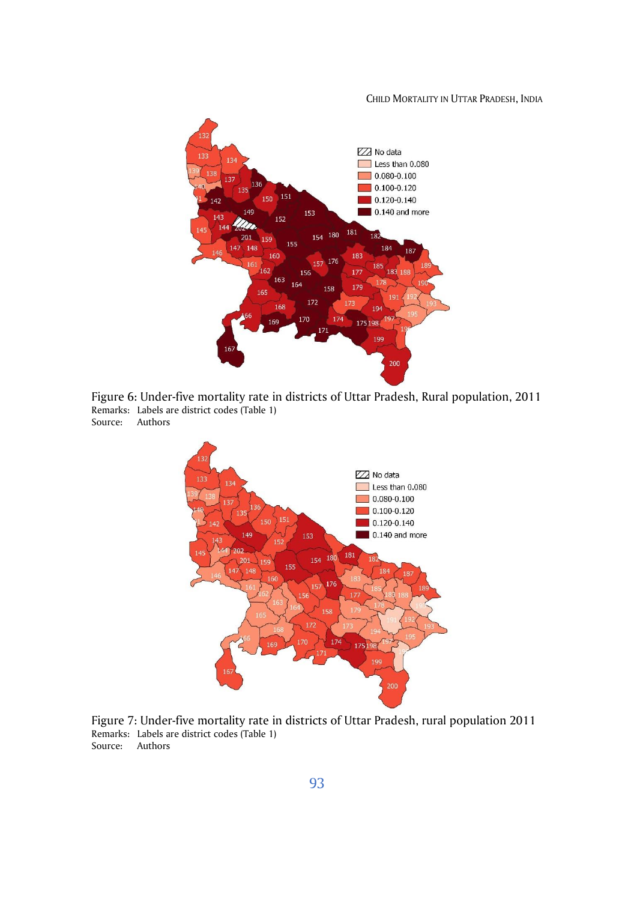Figure 6: Under-five mortality rate in districts of Uttar Pradesh, Rural population, 2011

Remarks: Labels are district codes (Table 1)

Source: Authors

Figure 7: Under-five mortality rate in districts of Uttar Pradesh, rural population 2011

Remarks: Labels are district codes (Table 1)

Source: Authors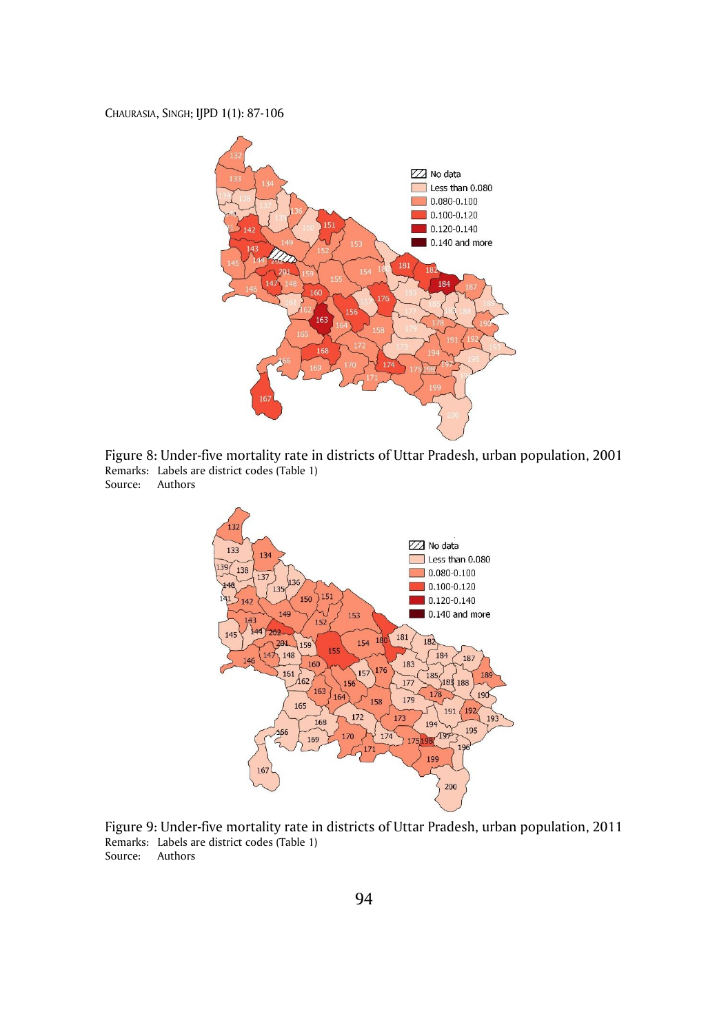Figure 8: Under-five mortality rate in districts of Uttar Pradesh, urban population, 2001
Remarks: Labels are district codes (Table 1)
Source: Authors

Figure 9: Under-five mortality rate in districts of Uttar Pradesh, urban population, 2011
Remarks: Labels are district codes (Table 1)
Source: Authors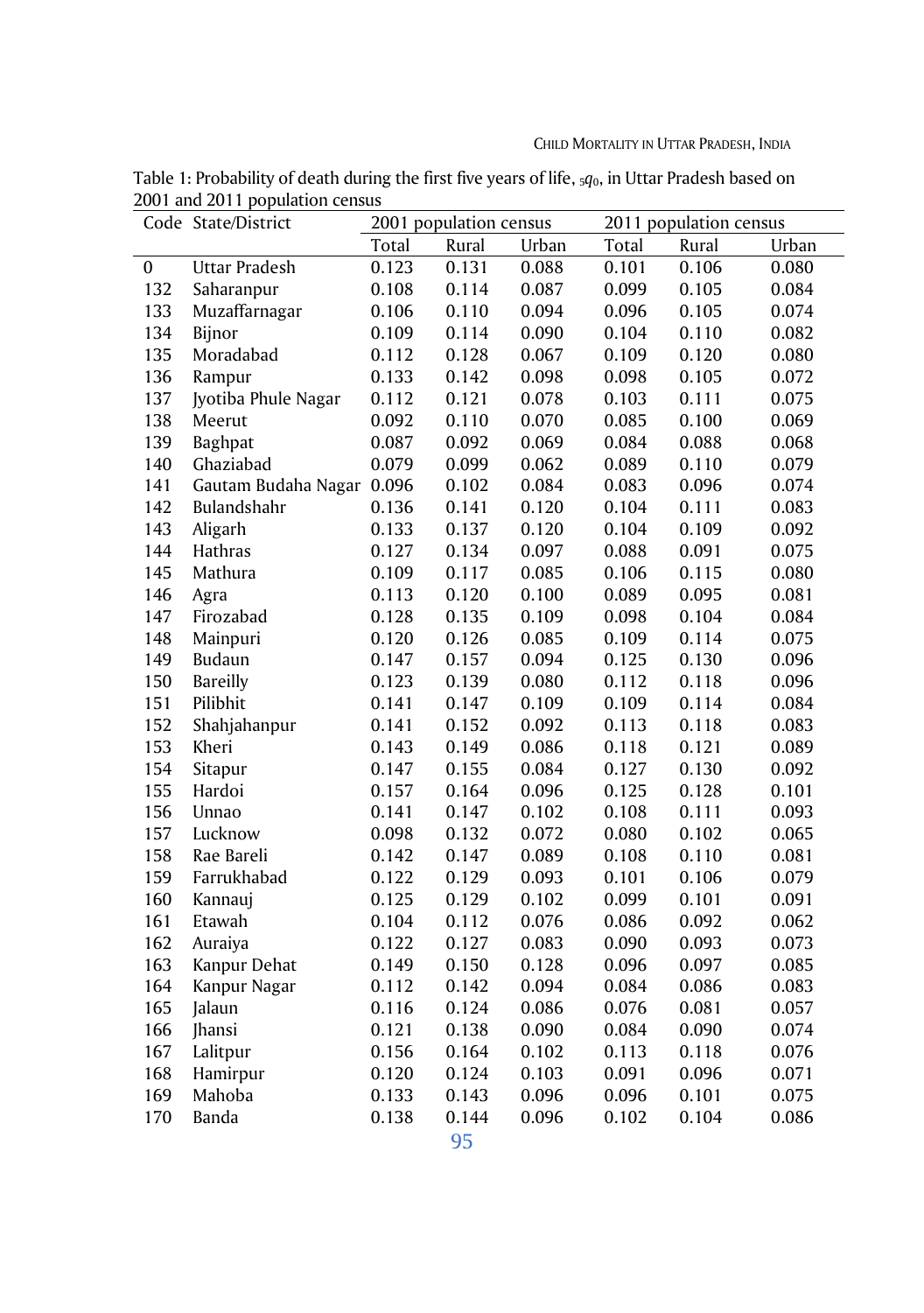Table 1: Probability of death during the first five years of life, ${}_5q_0$, in Uttar Pradesh based on 2001 and 2011 population census

| Code | State/District | 2001 population census | | | 2011 population census | | |
|---|---|---|---|---|---|---|---|
| | | Total | Rural | Urban | Total | Rural | Urban |
| 0 | Uttar Pradesh | 0.123 | 0.131 | 0.088 | 0.101 | 0.106 | 0.080 |
| 132 | Saharanpur | 0.108 | 0.114 | 0.087 | 0.099 | 0.105 | 0.084 |
| 133 | Muzaffarnagar | 0.106 | 0.110 | 0.094 | 0.096 | 0.105 | 0.074 |
| 134 | Bijnor | 0.109 | 0.114 | 0.090 | 0.104 | 0.110 | 0.082 |
| 135 | Moradabad | 0.112 | 0.128 | 0.067 | 0.109 | 0.120 | 0.080 |
| 136 | Rampur | 0.133 | 0.142 | 0.098 | 0.098 | 0.105 | 0.072 |
| 137 | Jyotiba Phule Nagar | 0.112 | 0.121 | 0.078 | 0.103 | 0.111 | 0.075 |
| 138 | Meerut | 0.092 | 0.110 | 0.070 | 0.085 | 0.100 | 0.069 |
| 139 | Baghpat | 0.087 | 0.092 | 0.069 | 0.084 | 0.088 | 0.068 |
| 140 | Ghaziabad | 0.079 | 0.099 | 0.062 | 0.089 | 0.110 | 0.079 |
| 141 | Gautam Budaha Nagar | 0.096 | 0.102 | 0.084 | 0.083 | 0.096 | 0.074 |
| 142 | Bulandshahr | 0.136 | 0.141 | 0.120 | 0.104 | 0.111 | 0.083 |
| 143 | Aligarh | 0.133 | 0.137 | 0.120 | 0.104 | 0.109 | 0.092 |
| 144 | Hathras | 0.127 | 0.134 | 0.097 | 0.088 | 0.091 | 0.075 |
| 145 | Mathura | 0.109 | 0.117 | 0.085 | 0.106 | 0.115 | 0.080 |
| 146 | Agra | 0.113 | 0.120 | 0.100 | 0.089 | 0.095 | 0.081 |
| 147 | Firozabad | 0.128 | 0.135 | 0.109 | 0.098 | 0.104 | 0.084 |
| 148 | Mainpuri | 0.120 | 0.126 | 0.085 | 0.109 | 0.114 | 0.075 |
| 149 | Budaun | 0.147 | 0.157 | 0.094 | 0.125 | 0.130 | 0.096 |
| 150 | Bareilly | 0.123 | 0.139 | 0.080 | 0.112 | 0.118 | 0.096 |
| 151 | Pilibhit | 0.141 | 0.147 | 0.109 | 0.109 | 0.114 | 0.084 |
| 152 | Shahjahanpur | 0.141 | 0.152 | 0.092 | 0.113 | 0.118 | 0.083 |
| 153 | Kheri | 0.143 | 0.149 | 0.086 | 0.118 | 0.121 | 0.089 |
| 154 | Sitapur | 0.147 | 0.155 | 0.084 | 0.127 | 0.130 | 0.092 |
| 155 | Hardoi | 0.157 | 0.164 | 0.096 | 0.125 | 0.128 | 0.101 |
| 156 | Unnao | 0.141 | 0.147 | 0.102 | 0.108 | 0.111 | 0.093 |
| 157 | Lucknow | 0.098 | 0.132 | 0.072 | 0.080 | 0.102 | 0.065 |
| 158 | Rae Bareli | 0.142 | 0.147 | 0.089 | 0.108 | 0.110 | 0.081 |
| 159 | Farrukhabad | 0.122 | 0.129 | 0.093 | 0.101 | 0.106 | 0.079 |
| 160 | Kannauj | 0.125 | 0.129 | 0.102 | 0.099 | 0.101 | 0.091 |
| 161 | Etawah | 0.104 | 0.112 | 0.076 | 0.086 | 0.092 | 0.062 |
| 162 | Auraiya | 0.122 | 0.127 | 0.083 | 0.090 | 0.093 | 0.073 |
| 163 | Kanpur Dehat | 0.149 | 0.150 | 0.128 | 0.096 | 0.097 | 0.085 |
| 164 | Kanpur Nagar | 0.112 | 0.142 | 0.094 | 0.084 | 0.086 | 0.083 |
| 165 | Jalaun | 0.116 | 0.124 | 0.086 | 0.076 | 0.081 | 0.057 |
| 166 | Jhansi | 0.121 | 0.138 | 0.090 | 0.084 | 0.090 | 0.074 |
| 167 | Lalitpur | 0.156 | 0.164 | 0.102 | 0.113 | 0.118 | 0.076 |
| 168 | Hamirpur | 0.120 | 0.124 | 0.103 | 0.091 | 0.096 | 0.071 |
| 169 | Mahoba | 0.133 | 0.143 | 0.096 | 0.096 | 0.101 | 0.075 |
| 170 | Banda | 0.138 | 0.144 | 0.096 | 0.102 | 0.104 | 0.086 |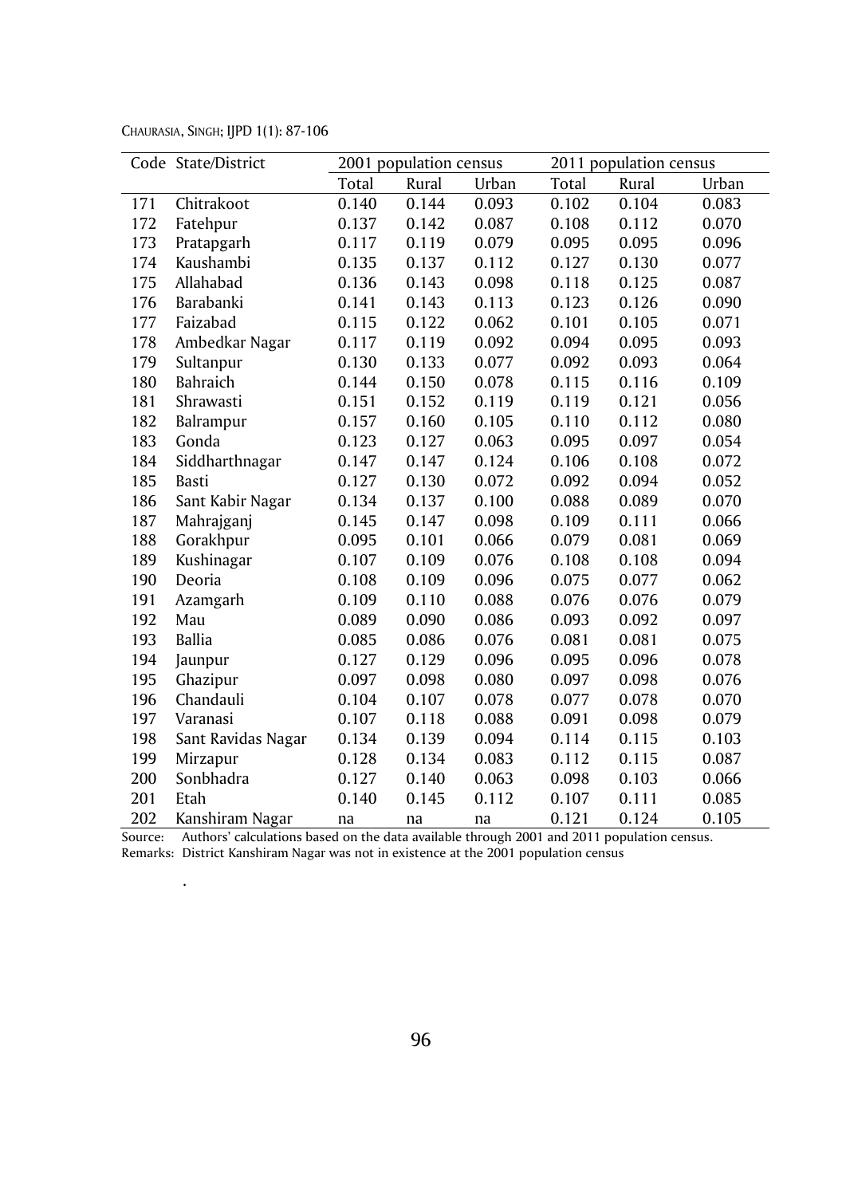| Code | State/District | 2001 population census | | | 2011 population census | | |
|---|---|---|---|---|---|---|---|
| | | Total | Rural | Urban | Total | Rural | Urban |
| 171 | Chitrakoot | 0.140 | 0.144 | 0.093 | 0.102 | 0.104 | 0.083 |
| 172 | Fatehpur | 0.137 | 0.142 | 0.087 | 0.108 | 0.112 | 0.070 |
| 173 | Pratapgarh | 0.117 | 0.119 | 0.079 | 0.095 | 0.095 | 0.096 |
| 174 | Kaushambi | 0.135 | 0.137 | 0.112 | 0.127 | 0.130 | 0.077 |
| 175 | Allahabad | 0.136 | 0.143 | 0.098 | 0.118 | 0.125 | 0.087 |
| 176 | Barabanki | 0.141 | 0.143 | 0.113 | 0.123 | 0.126 | 0.090 |
| 177 | Faizabad | 0.115 | 0.122 | 0.062 | 0.101 | 0.105 | 0.071 |
| 178 | Ambedkar Nagar | 0.117 | 0.119 | 0.092 | 0.094 | 0.095 | 0.093 |
| 179 | Sultanpur | 0.130 | 0.133 | 0.077 | 0.092 | 0.093 | 0.064 |
| 180 | Bahraich | 0.144 | 0.150 | 0.078 | 0.115 | 0.116 | 0.109 |
| 181 | Shrawasti | 0.151 | 0.152 | 0.119 | 0.119 | 0.121 | 0.056 |
| 182 | Balrampur | 0.157 | 0.160 | 0.105 | 0.110 | 0.112 | 0.080 |
| 183 | Gonda | 0.123 | 0.127 | 0.063 | 0.095 | 0.097 | 0.054 |
| 184 | Siddharthnagar | 0.147 | 0.147 | 0.124 | 0.106 | 0.108 | 0.072 |
| 185 | Basti | 0.127 | 0.130 | 0.072 | 0.092 | 0.094 | 0.052 |
| 186 | Sant Kabir Nagar | 0.134 | 0.137 | 0.100 | 0.088 | 0.089 | 0.070 |
| 187 | Mahrajganj | 0.145 | 0.147 | 0.098 | 0.109 | 0.111 | 0.066 |
| 188 | Gorakhpur | 0.095 | 0.101 | 0.066 | 0.079 | 0.081 | 0.069 |
| 189 | Kushinagar | 0.107 | 0.109 | 0.076 | 0.108 | 0.108 | 0.094 |
| 190 | Deoria | 0.108 | 0.109 | 0.096 | 0.075 | 0.077 | 0.062 |
| 191 | Azamgarh | 0.109 | 0.110 | 0.088 | 0.076 | 0.076 | 0.079 |
| 192 | Mau | 0.089 | 0.090 | 0.086 | 0.093 | 0.092 | 0.097 |
| 193 | Ballia | 0.085 | 0.086 | 0.076 | 0.081 | 0.081 | 0.075 |
| 194 | Jaunpur | 0.127 | 0.129 | 0.096 | 0.095 | 0.096 | 0.078 |
| 195 | Ghazipur | 0.097 | 0.098 | 0.080 | 0.097 | 0.098 | 0.076 |
| 196 | Chandauli | 0.104 | 0.107 | 0.078 | 0.077 | 0.078 | 0.070 |
| 197 | Varanasi | 0.107 | 0.118 | 0.088 | 0.091 | 0.098 | 0.079 |
| 198 | Sant Ravidas Nagar | 0.134 | 0.139 | 0.094 | 0.114 | 0.115 | 0.103 |
| 199 | Mirzapur | 0.128 | 0.134 | 0.083 | 0.112 | 0.115 | 0.087 |
| 200 | Sonbhadra | 0.127 | 0.140 | 0.063 | 0.098 | 0.103 | 0.066 |
| 201 | Etah | 0.140 | 0.145 | 0.112 | 0.107 | 0.111 | 0.085 |
| 202 | Kanshiram Nagar | na | na | na | 0.121 | 0.124 | 0.105 |

Source: Authors' calculations based on the data available through 2001 and 2011 population census.
Remarks: District Kanshiram Nagar was not in existence at the 2001 population census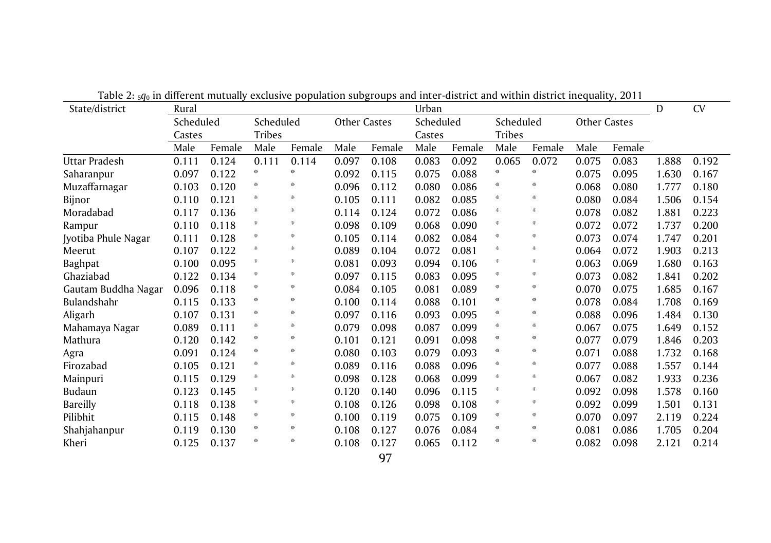Table 2: ${}_5q_0$ in different mutually exclusive population subgroups and inter-district and within district inequality, 2011

| State/district | Rural | | | | | | Urban | | | | | | D | CV |
|---|---|---|---|---|---|---|---|---|---|---|---|---|---|---|
| | Scheduled Castes | | Scheduled Tribes | | Other Castes | | Scheduled Castes | | Scheduled Tribes | | Other Castes | | | |
| | Male | Female | Male | Female | Male | Female | Male | Female | Male | Female | Male | Female | | |
| Uttar Pradesh | 0.111 | 0.124 | 0.111 | 0.114 | 0.097 | 0.108 | 0.083 | 0.092 | 0.065 | 0.072 | 0.075 | 0.083 | 1.888 | 0.192 |
| Saharanpur | 0.097 | 0.122 | * | * | 0.092 | 0.115 | 0.075 | 0.088 | * | * | 0.075 | 0.095 | 1.630 | 0.167 |
| Muzaffarnagar | 0.103 | 0.120 | * | * | 0.096 | 0.112 | 0.080 | 0.086 | * | * | 0.068 | 0.080 | 1.777 | 0.180 |
| Bijnor | 0.110 | 0.121 | * | * | 0.105 | 0.111 | 0.082 | 0.085 | * | * | 0.080 | 0.084 | 1.506 | 0.154 |
| Moradabad | 0.117 | 0.136 | * | * | 0.114 | 0.124 | 0.072 | 0.086 | * | * | 0.078 | 0.082 | 1.881 | 0.223 |
| Rampur | 0.110 | 0.118 | * | * | 0.098 | 0.109 | 0.068 | 0.090 | * | * | 0.072 | 0.072 | 1.737 | 0.200 |
| Jyotiba Phule Nagar | 0.111 | 0.128 | * | * | 0.105 | 0.114 | 0.082 | 0.084 | * | * | 0.073 | 0.074 | 1.747 | 0.201 |
| Meerut | 0.107 | 0.122 | * | * | 0.089 | 0.104 | 0.072 | 0.081 | * | * | 0.064 | 0.072 | 1.903 | 0.213 |
| Baghpat | 0.100 | 0.095 | * | * | 0.081 | 0.093 | 0.094 | 0.106 | * | * | 0.063 | 0.069 | 1.680 | 0.163 |
| Ghaziabad | 0.122 | 0.134 | * | * | 0.097 | 0.115 | 0.083 | 0.095 | * | * | 0.073 | 0.082 | 1.841 | 0.202 |
| Gautam Buddha Nagar | 0.096 | 0.118 | * | * | 0.084 | 0.105 | 0.081 | 0.089 | * | * | 0.070 | 0.075 | 1.685 | 0.167 |
| Bulandshahr | 0.115 | 0.133 | * | * | 0.100 | 0.114 | 0.088 | 0.101 | * | * | 0.078 | 0.084 | 1.708 | 0.169 |
| Aligarh | 0.107 | 0.131 | * | * | 0.097 | 0.116 | 0.093 | 0.095 | * | * | 0.088 | 0.096 | 1.484 | 0.130 |
| Mahamaya Nagar | 0.089 | 0.111 | * | * | 0.079 | 0.098 | 0.087 | 0.099 | * | * | 0.067 | 0.075 | 1.649 | 0.152 |
| Mathura | 0.120 | 0.142 | * | * | 0.101 | 0.121 | 0.091 | 0.098 | * | * | 0.077 | 0.079 | 1.846 | 0.203 |
| Agra | 0.091 | 0.124 | * | * | 0.080 | 0.103 | 0.079 | 0.093 | * | * | 0.071 | 0.088 | 1.732 | 0.168 |
| Firozabad | 0.105 | 0.121 | * | * | 0.089 | 0.116 | 0.088 | 0.096 | * | * | 0.077 | 0.088 | 1.557 | 0.144 |
| Mainpuri | 0.115 | 0.129 | * | * | 0.098 | 0.128 | 0.068 | 0.099 | * | * | 0.067 | 0.082 | 1.933 | 0.236 |
| Budaun | 0.123 | 0.145 | * | * | 0.120 | 0.140 | 0.096 | 0.115 | * | * | 0.092 | 0.098 | 1.578 | 0.160 |
| Bareilly | 0.118 | 0.138 | * | * | 0.108 | 0.126 | 0.098 | 0.108 | * | * | 0.092 | 0.099 | 1.501 | 0.131 |
| Pilibhit | 0.115 | 0.148 | * | * | 0.100 | 0.119 | 0.075 | 0.109 | * | * | 0.070 | 0.097 | 2.119 | 0.224 |
| Shahjahanpur | 0.119 | 0.130 | * | * | 0.108 | 0.127 | 0.076 | 0.084 | * | * | 0.081 | 0.086 | 1.705 | 0.204 |
| Kheri | 0.125 | 0.137 | * | * | 0.108 | 0.127 | 0.065 | 0.112 | * | * | 0.082 | 0.098 | 2.121 | 0.214 |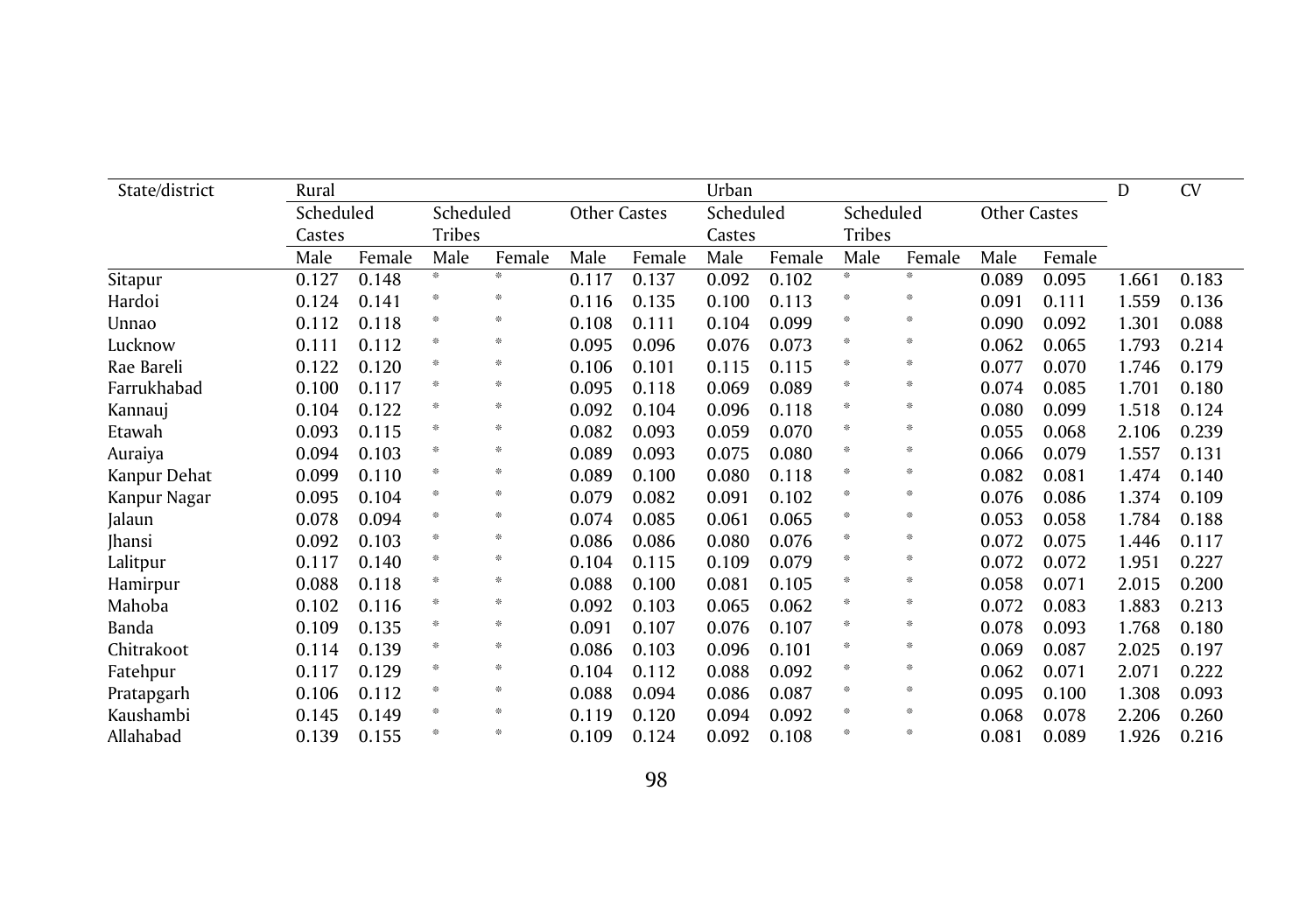| State/district | Rural | | | | | | Urban | | | | | | D | CV |
|---|---|---|---|---|---|---|---|---|---|---|---|---|---|---|
| | Scheduled Castes | | Scheduled Tribes | | Other Castes | | Scheduled Castes | | Scheduled Tribes | | Other Castes | | | |
| | Male | Female | Male | Female | Male | Female | Male | Female | Male | Female | Male | Female | | |
| Sitapur | 0.127 | 0.148 | * | * | 0.117 | 0.137 | 0.092 | 0.102 | * | * | 0.089 | 0.095 | 1.661 | 0.183 |
| Hardoi | 0.124 | 0.141 | * | * | 0.116 | 0.135 | 0.100 | 0.113 | * | * | 0.091 | 0.111 | 1.559 | 0.136 |
| Unnao | 0.112 | 0.118 | * | * | 0.108 | 0.111 | 0.104 | 0.099 | * | * | 0.090 | 0.092 | 1.301 | 0.088 |
| Lucknow | 0.111 | 0.112 | * | * | 0.095 | 0.096 | 0.076 | 0.073 | * | * | 0.062 | 0.065 | 1.793 | 0.214 |
| Rae Bareli | 0.122 | 0.120 | * | * | 0.106 | 0.101 | 0.115 | 0.115 | * | * | 0.077 | 0.070 | 1.746 | 0.179 |
| Farrukhabad | 0.100 | 0.117 | * | * | 0.095 | 0.118 | 0.069 | 0.089 | * | * | 0.074 | 0.085 | 1.701 | 0.180 |
| Kannauj | 0.104 | 0.122 | * | * | 0.092 | 0.104 | 0.096 | 0.118 | * | * | 0.080 | 0.099 | 1.518 | 0.124 |
| Etawah | 0.093 | 0.115 | * | * | 0.082 | 0.093 | 0.059 | 0.070 | * | * | 0.055 | 0.068 | 2.106 | 0.239 |
| Auraiya | 0.094 | 0.103 | * | * | 0.089 | 0.093 | 0.075 | 0.080 | * | * | 0.066 | 0.079 | 1.557 | 0.131 |
| Kanpur Dehat | 0.099 | 0.110 | * | * | 0.089 | 0.100 | 0.080 | 0.118 | * | * | 0.082 | 0.081 | 1.474 | 0.140 |
| Kanpur Nagar | 0.095 | 0.104 | * | * | 0.079 | 0.082 | 0.091 | 0.102 | * | * | 0.076 | 0.086 | 1.374 | 0.109 |
| Jalaun | 0.078 | 0.094 | * | * | 0.074 | 0.085 | 0.061 | 0.065 | * | * | 0.053 | 0.058 | 1.784 | 0.188 |
| Jhansi | 0.092 | 0.103 | * | * | 0.086 | 0.086 | 0.080 | 0.076 | * | * | 0.072 | 0.075 | 1.446 | 0.117 |
| Lalitpur | 0.117 | 0.140 | * | * | 0.104 | 0.115 | 0.109 | 0.079 | * | * | 0.072 | 0.072 | 1.951 | 0.227 |
| Hamirpur | 0.088 | 0.118 | * | * | 0.088 | 0.100 | 0.081 | 0.105 | * | * | 0.058 | 0.071 | 2.015 | 0.200 |
| Mahoba | 0.102 | 0.116 | * | * | 0.092 | 0.103 | 0.065 | 0.062 | * | * | 0.072 | 0.083 | 1.883 | 0.213 |
| Banda | 0.109 | 0.135 | * | * | 0.091 | 0.107 | 0.076 | 0.107 | * | * | 0.078 | 0.093 | 1.768 | 0.180 |
| Chitrakoot | 0.114 | 0.139 | * | * | 0.086 | 0.103 | 0.096 | 0.101 | * | * | 0.069 | 0.087 | 2.025 | 0.197 |
| Fatehpur | 0.117 | 0.129 | * | * | 0.104 | 0.112 | 0.088 | 0.092 | * | * | 0.062 | 0.071 | 2.071 | 0.222 |
| Pratapgarh | 0.106 | 0.112 | * | * | 0.088 | 0.094 | 0.086 | 0.087 | * | * | 0.095 | 0.100 | 1.308 | 0.093 |
| Kaushambi | 0.145 | 0.149 | * | * | 0.119 | 0.120 | 0.094 | 0.092 | * | * | 0.068 | 0.078 | 2.206 | 0.260 |
| Allahabad | 0.139 | 0.155 | * | * | 0.109 | 0.124 | 0.092 | 0.108 | * | * | 0.081 | 0.089 | 1.926 | 0.216 |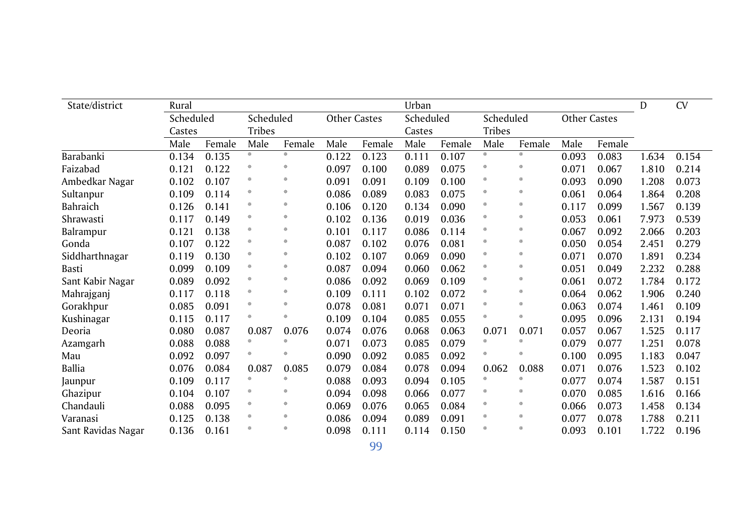| State/district | Rural | | | | | | Urban | | | | | | D | CV |
|---|---|---|---|---|---|---|---|---|---|---|---|---|---|---|
| | Scheduled Castes | | Scheduled Tribes | | Other Castes | | Scheduled Castes | | Scheduled Tribes | | Other Castes | | | |
| | Male | Female | Male | Female | Male | Female | Male | Female | Male | Female | Male | Female | | |
| Barabanki | 0.134 | 0.135 | * | * | 0.122 | 0.123 | 0.111 | 0.107 | * | * | 0.093 | 0.083 | 1.634 | 0.154 |
| Faizabad | 0.121 | 0.122 | * | * | 0.097 | 0.100 | 0.089 | 0.075 | * | * | 0.071 | 0.067 | 1.810 | 0.214 |
| Ambedkar Nagar | 0.102 | 0.107 | * | * | 0.091 | 0.091 | 0.109 | 0.100 | * | * | 0.093 | 0.090 | 1.208 | 0.073 |
| Sultanpur | 0.109 | 0.114 | * | * | 0.086 | 0.089 | 0.083 | 0.075 | * | * | 0.061 | 0.064 | 1.864 | 0.208 |
| Bahraich | 0.126 | 0.141 | * | * | 0.106 | 0.120 | 0.134 | 0.090 | * | * | 0.117 | 0.099 | 1.567 | 0.139 |
| Shrawasti | 0.117 | 0.149 | * | * | 0.102 | 0.136 | 0.019 | 0.036 | * | * | 0.053 | 0.061 | 7.973 | 0.539 |
| Balrampur | 0.121 | 0.138 | * | * | 0.101 | 0.117 | 0.086 | 0.114 | * | * | 0.067 | 0.092 | 2.066 | 0.203 |
| Gonda | 0.107 | 0.122 | * | * | 0.087 | 0.102 | 0.076 | 0.081 | * | * | 0.050 | 0.054 | 2.451 | 0.279 |
| Siddharthnagar | 0.119 | 0.130 | * | * | 0.102 | 0.107 | 0.069 | 0.090 | * | * | 0.071 | 0.070 | 1.891 | 0.234 |
| Basti | 0.099 | 0.109 | * | * | 0.087 | 0.094 | 0.060 | 0.062 | * | * | 0.051 | 0.049 | 2.232 | 0.288 |
| Sant Kabir Nagar | 0.089 | 0.092 | * | * | 0.086 | 0.092 | 0.069 | 0.109 | * | * | 0.061 | 0.072 | 1.784 | 0.172 |
| Mahrajganj | 0.117 | 0.118 | * | * | 0.109 | 0.111 | 0.102 | 0.072 | * | * | 0.064 | 0.062 | 1.906 | 0.240 |
| Gorakhpur | 0.085 | 0.091 | * | * | 0.078 | 0.081 | 0.071 | 0.071 | * | * | 0.063 | 0.074 | 1.461 | 0.109 |
| Kushinagar | 0.115 | 0.117 | * | * | 0.109 | 0.104 | 0.085 | 0.055 | * | * | 0.095 | 0.096 | 2.131 | 0.194 |
| Deoria | 0.080 | 0.087 | 0.087 | 0.076 | 0.074 | 0.076 | 0.068 | 0.063 | 0.071 | 0.071 | 0.057 | 0.067 | 1.525 | 0.117 |
| Azamgarh | 0.088 | 0.088 | * | * | 0.071 | 0.073 | 0.085 | 0.079 | * | * | 0.079 | 0.077 | 1.251 | 0.078 |
| Mau | 0.092 | 0.097 | * | * | 0.090 | 0.092 | 0.085 | 0.092 | * | * | 0.100 | 0.095 | 1.183 | 0.047 |
| Ballia | 0.076 | 0.084 | 0.087 | 0.085 | 0.079 | 0.084 | 0.078 | 0.094 | 0.062 | 0.088 | 0.071 | 0.076 | 1.523 | 0.102 |
| Jaunpur | 0.109 | 0.117 | * | * | 0.088 | 0.093 | 0.094 | 0.105 | * | * | 0.077 | 0.074 | 1.587 | 0.151 |
| Ghazipur | 0.104 | 0.107 | * | * | 0.094 | 0.098 | 0.066 | 0.077 | * | * | 0.070 | 0.085 | 1.616 | 0.166 |
| Chandauli | 0.088 | 0.095 | * | * | 0.069 | 0.076 | 0.065 | 0.084 | * | * | 0.066 | 0.073 | 1.458 | 0.134 |
| Varanasi | 0.125 | 0.138 | * | * | 0.086 | 0.094 | 0.089 | 0.091 | * | * | 0.077 | 0.078 | 1.788 | 0.211 |
| Sant Ravidas Nagar | 0.136 | 0.161 | * | * | 0.098 | 0.111 | 0.114 | 0.150 | * | * | 0.093 | 0.101 | 1.722 | 0.196 |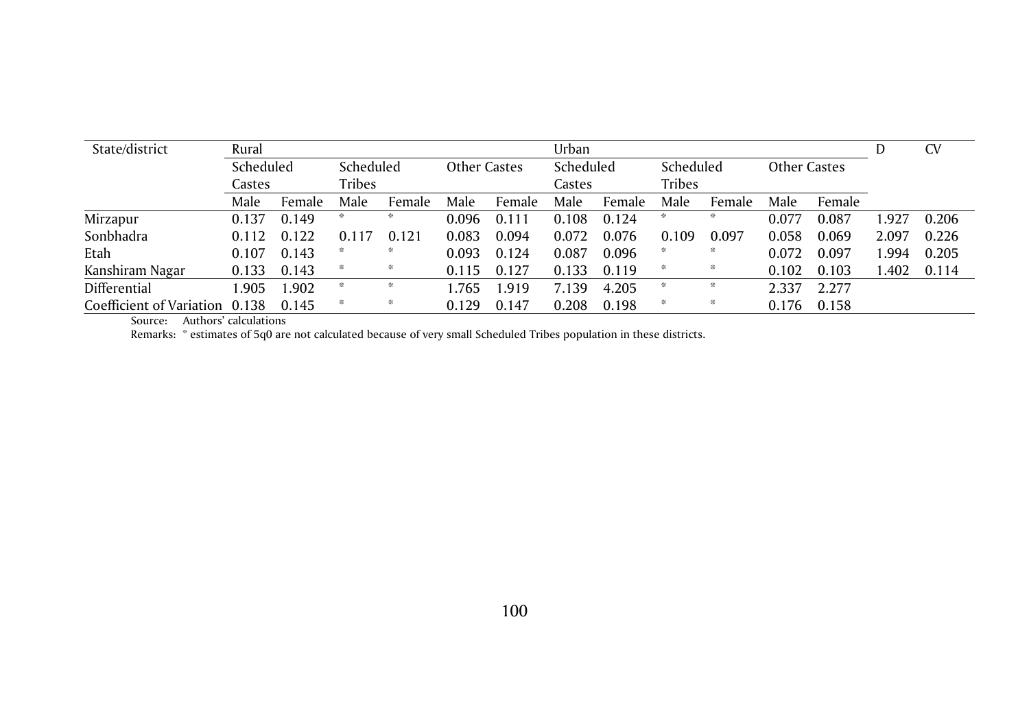| State/district | Rural | | | | | | Urban | | | | | | D | CV |
|---|---|---|---|---|---|---|---|---|---|---|---|---|---|---|
| | Scheduled Castes | | Scheduled Tribes | | Other Castes | | Scheduled Castes | | Scheduled Tribes | | Other Castes | | | |
| | Male | Female | Male | Female | Male | Female | Male | Female | Male | Female | Male | Female | | |
| Mirzapur | 0.137 | 0.149 | * | * | 0.096 | 0.111 | 0.108 | 0.124 | * | * | 0.077 | 0.087 | 1.927 | 0.206 |
| Sonbhadra | 0.112 | 0.122 | 0.117 | 0.121 | 0.083 | 0.094 | 0.072 | 0.076 | 0.109 | 0.097 | 0.058 | 0.069 | 2.097 | 0.226 |
| Etah | 0.107 | 0.143 | * | * | 0.093 | 0.124 | 0.087 | 0.096 | * | * | 0.072 | 0.097 | 1.994 | 0.205 |
| Kanshiram Nagar | 0.133 | 0.143 | * | * | 0.115 | 0.127 | 0.133 | 0.119 | * | * | 0.102 | 0.103 | 1.402 | 0.114 |
| Differential | 1.905 | 1.902 | * | * | 1.765 | 1.919 | 7.139 | 4.205 | * | * | 2.337 | 2.277 | | |
| Coefficient of Variation | 0.138 | 0.145 | * | * | 0.129 | 0.147 | 0.208 | 0.198 | * | * | 0.176 | 0.158 | | |

Source: Authors' calculations

Remarks: * estimates of 5q0 are not calculated because of very small Scheduled Tribes population in these districts.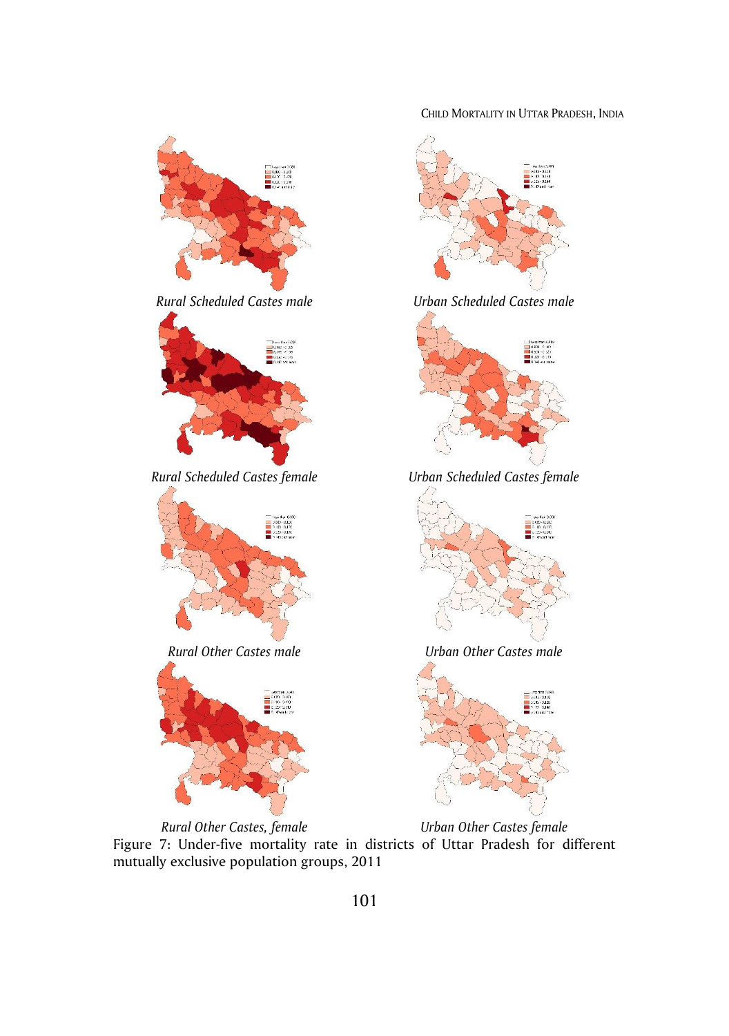*Rural Scheduled Castes male*

*Urban Scheduled Castes male*

*Rural Scheduled Castes female*

*Urban Scheduled Castes female*

*Rural Other Castes male*

*Urban Other Castes male*

*Rural Other Castes, female*

*Urban Other Castes female*

Figure 7: Under-five mortality rate in districts of Uttar Pradesh for different mutually exclusive population groups, 2011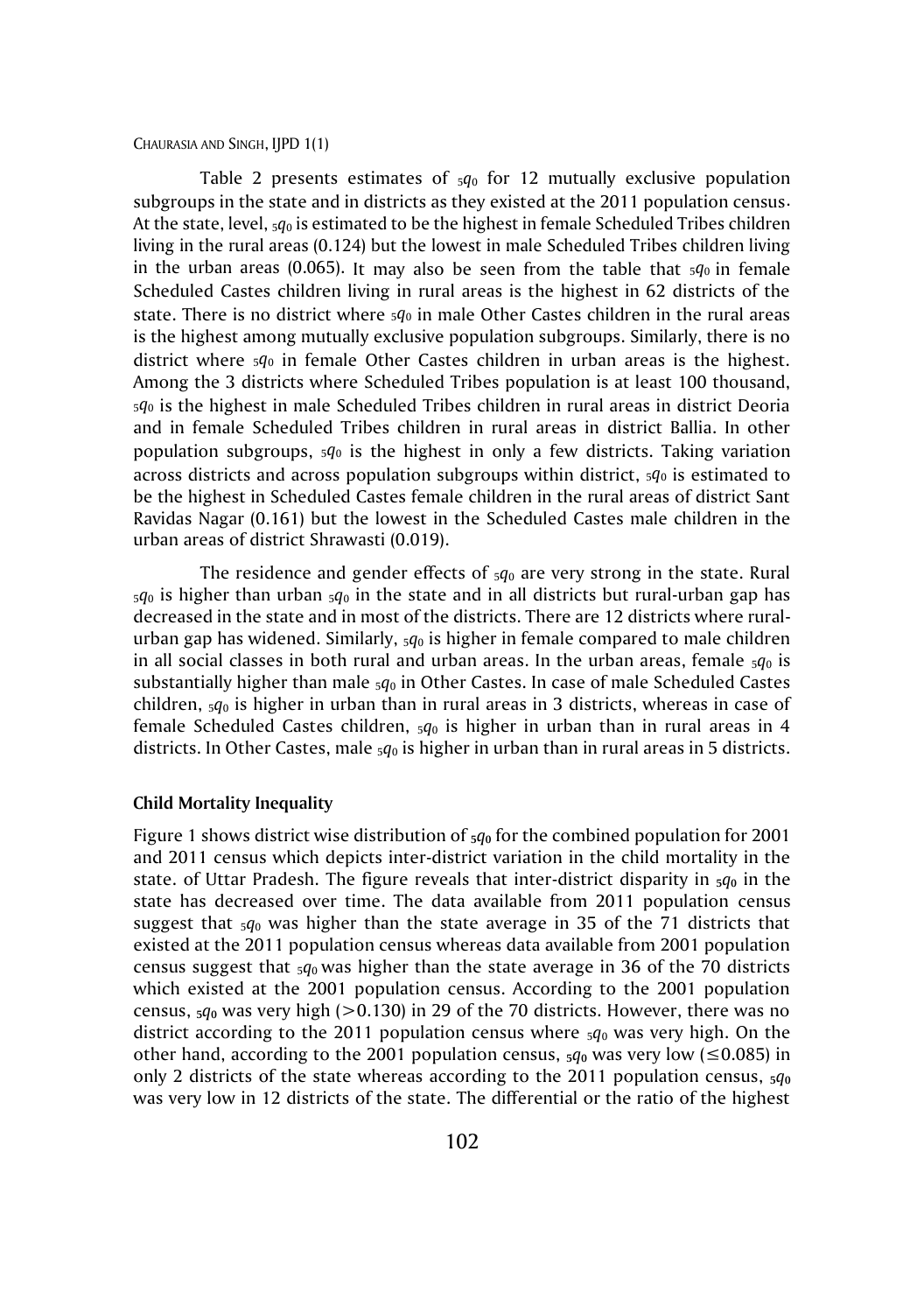Table 2 presents estimates of $_5q_0$ for 12 mutually exclusive population subgroups in the state and in districts as they existed at the 2011 population census. At the state, level, $_5q_0$ is estimated to be the highest in female Scheduled Tribes children living in the rural areas (0.124) but the lowest in male Scheduled Tribes children living in the urban areas (0.065). It may also be seen from the table that $_5q_0$ in female Scheduled Castes children living in rural areas is the highest in 62 districts of the state. There is no district where $_5q_0$ in male Other Castes children in the rural areas is the highest among mutually exclusive population subgroups. Similarly, there is no district where $_5q_0$ in female Other Castes children in urban areas is the highest. Among the 3 districts where Scheduled Tribes population is at least 100 thousand, $_5q_0$ is the highest in male Scheduled Tribes children in rural areas in district Deoria and in female Scheduled Tribes children in rural areas in district Ballia. In other population subgroups, $_5q_0$ is the highest in only a few districts. Taking variation across districts and across population subgroups within district, $_5q_0$ is estimated to be the highest in Scheduled Castes female children in the rural areas of district Sant Ravidas Nagar (0.161) but the lowest in the Scheduled Castes male children in the urban areas of district Shrawasti (0.019).

The residence and gender effects of $_5q_0$ are very strong in the state. Rural $_5q_0$ is higher than urban $_5q_0$ in the state and in all districts but rural-urban gap has decreased in the state and in most of the districts. There are 12 districts where rural-urban gap has widened. Similarly, $_5q_0$ is higher in female compared to male children in all social classes in both rural and urban areas. In the urban areas, female $_5q_0$ is substantially higher than male $_5q_0$ in Other Castes. In case of male Scheduled Castes children, $_5q_0$ is higher in urban than in rural areas in 3 districts, whereas in case of female Scheduled Castes children, $_5q_0$ is higher in urban than in rural areas in 4 districts. In Other Castes, male $_5q_0$ is higher in urban than in rural areas in 5 districts.

### Child Mortality Inequality

Figure 1 shows district wise distribution of $_5q_0$ for the combined population for 2001 and 2011 census which depicts inter-district variation in the child mortality in the state. of Uttar Pradesh. The figure reveals that inter-district disparity in $_5q_0$ in the state has decreased over time. The data available from 2011 population census suggest that $_5q_0$ was higher than the state average in 35 of the 71 districts that existed at the 2011 population census whereas data available from 2001 population census suggest that $_5q_0$ was higher than the state average in 36 of the 70 districts which existed at the 2001 population census. According to the 2001 population census, $_5q_0$ was very high (>0.130) in 29 of the 70 districts. However, there was no district according to the 2011 population census where $_5q_0$ was very high. On the other hand, according to the 2001 population census, $_5q_0$ was very low (≤0.085) in only 2 districts of the state whereas according to the 2011 population census, $_5q_0$ was very low in 12 districts of the state. The differential or the ratio of the highest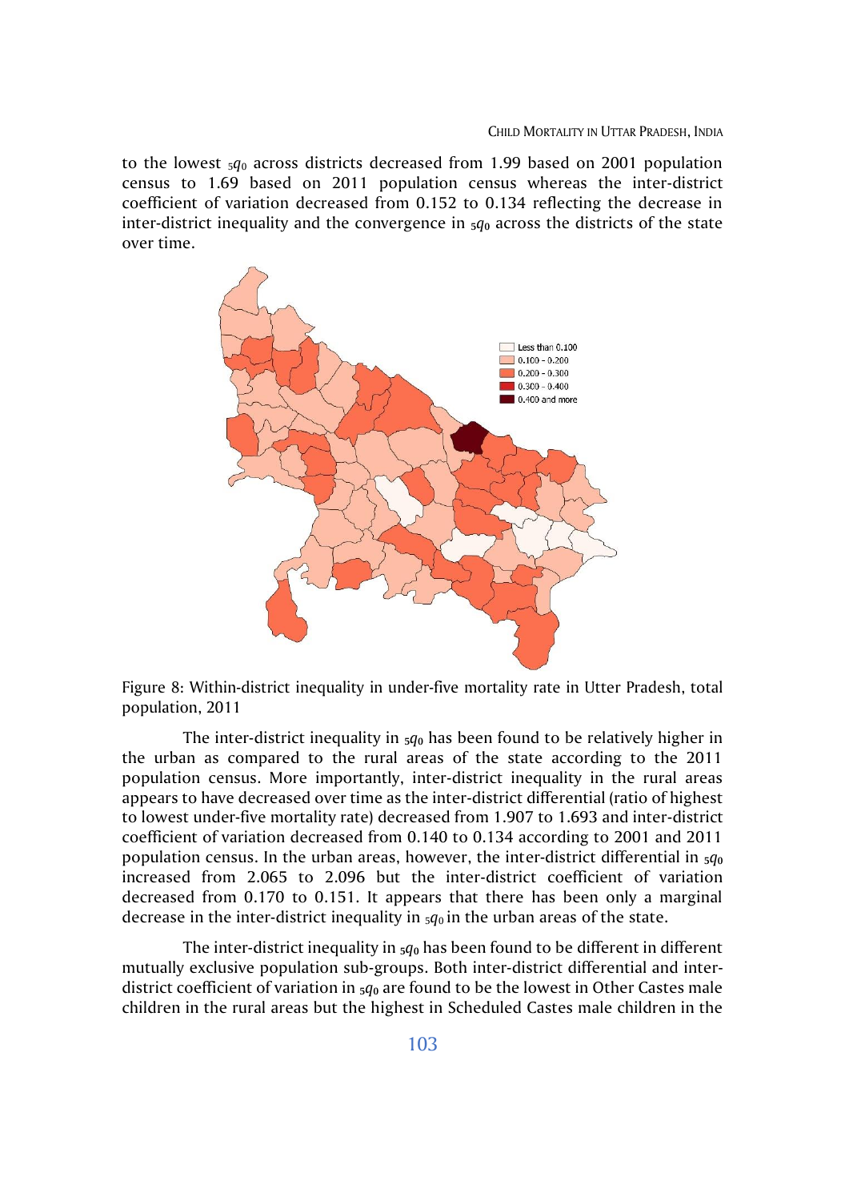to the lowest $_5q_0$ across districts decreased from 1.99 based on 2001 population census to 1.69 based on 2011 population census whereas the inter-district coefficient of variation decreased from 0.152 to 0.134 reflecting the decrease in inter-district inequality and the convergence in $_5q_0$ across the districts of the state over time.

Figure 8: Within-district inequality in under-five mortality rate in Utter Pradesh, total population, 2011

The inter-district inequality in $_5q_0$ has been found to be relatively higher in the urban as compared to the rural areas of the state according to the 2011 population census. More importantly, inter-district inequality in the rural areas appears to have decreased over time as the inter-district differential (ratio of highest to lowest under-five mortality rate) decreased from 1.907 to 1.693 and inter-district coefficient of variation decreased from 0.140 to 0.134 according to 2001 and 2011 population census. In the urban areas, however, the inter-district differential in $_5q_0$ increased from 2.065 to 2.096 but the inter-district coefficient of variation decreased from 0.170 to 0.151. It appears that there has been only a marginal decrease in the inter-district inequality in $_5q_0$ in the urban areas of the state.

The inter-district inequality in $_5q_0$ has been found to be different in different mutually exclusive population sub-groups. Both inter-district differential and inter-district coefficient of variation in $_5q_0$ are found to be the lowest in Other Castes male children in the rural areas but the highest in Scheduled Castes male children in the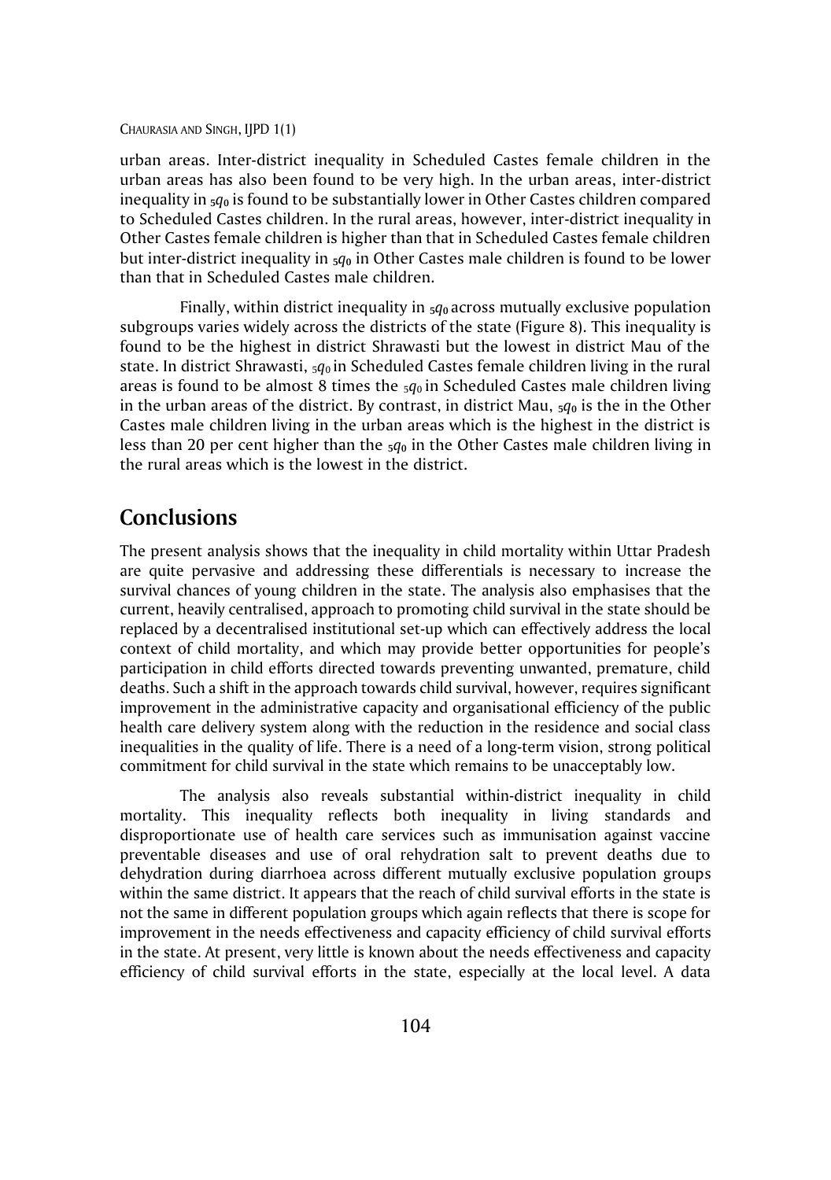urban areas. Inter-district inequality in Scheduled Castes female children in the urban areas has also been found to be very high. In the urban areas, inter-district inequality in $_5q_0$ is found to be substantially lower in Other Castes children compared to Scheduled Castes children. In the rural areas, however, inter-district inequality in Other Castes female children is higher than that in Scheduled Castes female children but inter-district inequality in $_5q_0$ in Other Castes male children is found to be lower than that in Scheduled Castes male children.

Finally, within district inequality in $_5q_0$ across mutually exclusive population subgroups varies widely across the districts of the state (Figure 8). This inequality is found to be the highest in district Shrawasti but the lowest in district Mau of the state. In district Shrawasti, $_5q_0$ in Scheduled Castes female children living in the rural areas is found to be almost 8 times the $_5q_0$ in Scheduled Castes male children living in the urban areas of the district. By contrast, in district Mau, $_5q_0$ is the in the Other Castes male children living in the urban areas which is the highest in the district is less than 20 per cent higher than the $_5q_0$ in the Other Castes male children living in the rural areas which is the lowest in the district.

## Conclusions

The present analysis shows that the inequality in child mortality within Uttar Pradesh are quite pervasive and addressing these differentials is necessary to increase the survival chances of young children in the state. The analysis also emphasises that the current, heavily centralised, approach to promoting child survival in the state should be replaced by a decentralised institutional set-up which can effectively address the local context of child mortality, and which may provide better opportunities for people's participation in child efforts directed towards preventing unwanted, premature, child deaths. Such a shift in the approach towards child survival, however, requires significant improvement in the administrative capacity and organisational efficiency of the public health care delivery system along with the reduction in the residence and social class inequalities in the quality of life. There is a need of a long-term vision, strong political commitment for child survival in the state which remains to be unacceptably low.

The analysis also reveals substantial within-district inequality in child mortality. This inequality reflects both inequality in living standards and disproportionate use of health care services such as immunisation against vaccine preventable diseases and use of oral rehydration salt to prevent deaths due to dehydration during diarrhoea across different mutually exclusive population groups within the same district. It appears that the reach of child survival efforts in the state is not the same in different population groups which again reflects that there is scope for improvement in the needs effectiveness and capacity efficiency of child survival efforts in the state. At present, very little is known about the needs effectiveness and capacity efficiency of child survival efforts in the state, especially at the local level. A data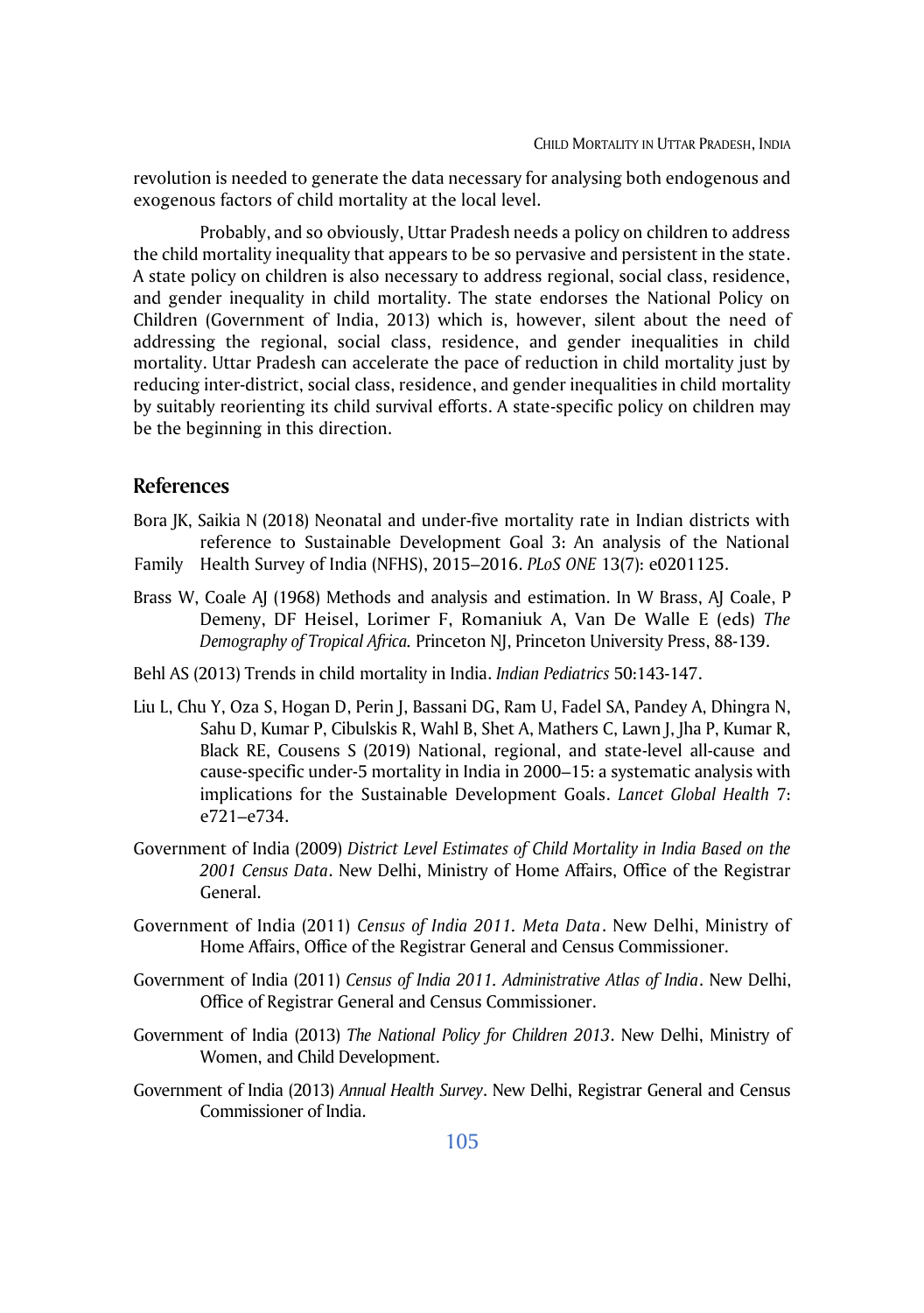revolution is needed to generate the data necessary for analysing both endogenous and exogenous factors of child mortality at the local level.

Probably, and so obviously, Uttar Pradesh needs a policy on children to address the child mortality inequality that appears to be so pervasive and persistent in the state. A state policy on children is also necessary to address regional, social class, residence, and gender inequality in child mortality. The state endorses the National Policy on Children (Government of India, 2013) which is, however, silent about the need of addressing the regional, social class, residence, and gender inequalities in child mortality. Uttar Pradesh can accelerate the pace of reduction in child mortality just by reducing inter-district, social class, residence, and gender inequalities in child mortality by suitably reorienting its child survival efforts. A state-specific policy on children may be the beginning in this direction.

## References

Bora JK, Saikia N (2018) Neonatal and under-five mortality rate in Indian districts with reference to Sustainable Development Goal 3: An analysis of the National Family Health Survey of India (NFHS), 2015–2016. *PLoS ONE* 13(7): e0201125.

Brass W, Coale AJ (1968) Methods and analysis and estimation. In W Brass, AJ Coale, P Demeny, DF Heisel, Lorimer F, Romaniuk A, Van De Walle E (eds) *The Demography of Tropical Africa.* Princeton NJ, Princeton University Press, 88-139.

Behl AS (2013) Trends in child mortality in India. *Indian Pediatrics* 50:143-147.

Liu L, Chu Y, Oza S, Hogan D, Perin J, Bassani DG, Ram U, Fadel SA, Pandey A, Dhingra N, Sahu D, Kumar P, Cibulskis R, Wahl B, Shet A, Mathers C, Lawn J, Jha P, Kumar R, Black RE, Cousens S (2019) National, regional, and state-level all-cause and cause-specific under-5 mortality in India in 2000–15: a systematic analysis with implications for the Sustainable Development Goals. *Lancet Global Health* 7: e721–e734.

Government of India (2009) *District Level Estimates of Child Mortality in India Based on the 2001 Census Data*. New Delhi, Ministry of Home Affairs, Office of the Registrar General.

Government of India (2011) *Census of India 2011. Meta Data*. New Delhi, Ministry of Home Affairs, Office of the Registrar General and Census Commissioner.

Government of India (2011) *Census of India 2011. Administrative Atlas of India*. New Delhi, Office of Registrar General and Census Commissioner.

Government of India (2013) *The National Policy for Children 2013*. New Delhi, Ministry of Women, and Child Development.

Government of India (2013) *Annual Health Survey*. New Delhi, Registrar General and Census Commissioner of India.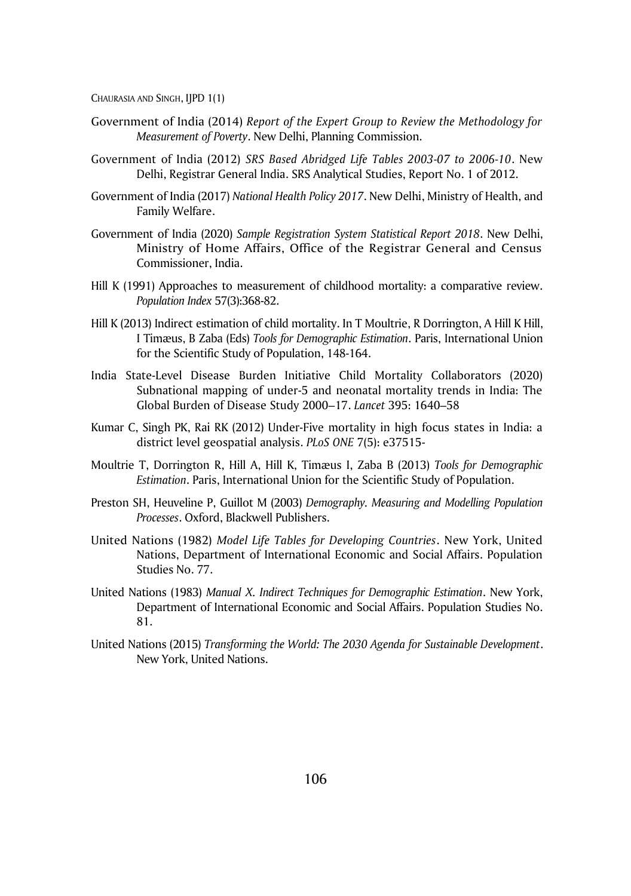Government of India (2014) *Report of the Expert Group to Review the Methodology for Measurement of Poverty*. New Delhi, Planning Commission.

Government of India (2012) *SRS Based Abridged Life Tables 2003-07 to 2006-10*. New Delhi, Registrar General India. SRS Analytical Studies, Report No. 1 of 2012.

Government of India (2017) *National Health Policy 2017*. New Delhi, Ministry of Health, and Family Welfare.

Government of India (2020) *Sample Registration System Statistical Report 2018*. New Delhi, Ministry of Home Affairs, Office of the Registrar General and Census Commissioner, India.

Hill K (1991) Approaches to measurement of childhood mortality: a comparative review. *Population Index* 57(3):368-82.

Hill K (2013) Indirect estimation of child mortality. In T Moultrie, R Dorrington, A Hill K Hill, I Timæus, B Zaba (Eds) *Tools for Demographic Estimation*. Paris, International Union for the Scientific Study of Population, 148-164.

India State-Level Disease Burden Initiative Child Mortality Collaborators (2020) Subnational mapping of under-5 and neonatal mortality trends in India: The Global Burden of Disease Study 2000–17. *Lancet* 395: 1640–58

Kumar C, Singh PK, Rai RK (2012) Under-Five mortality in high focus states in India: a district level geospatial analysis. *PLoS ONE* 7(5): e37515-

Moultrie T, Dorrington R, Hill A, Hill K, Timæus I, Zaba B (2013) *Tools for Demographic Estimation*. Paris, International Union for the Scientific Study of Population.

Preston SH, Heuveline P, Guillot M (2003) *Demography. Measuring and Modelling Population Processes*. Oxford, Blackwell Publishers.

United Nations (1982) *Model Life Tables for Developing Countries*. New York, United Nations, Department of International Economic and Social Affairs. Population Studies No. 77.

United Nations (1983) *Manual X. Indirect Techniques for Demographic Estimation*. New York, Department of International Economic and Social Affairs. Population Studies No. 81.

United Nations (2015) *Transforming the World: The 2030 Agenda for Sustainable Development*. New York, United Nations.